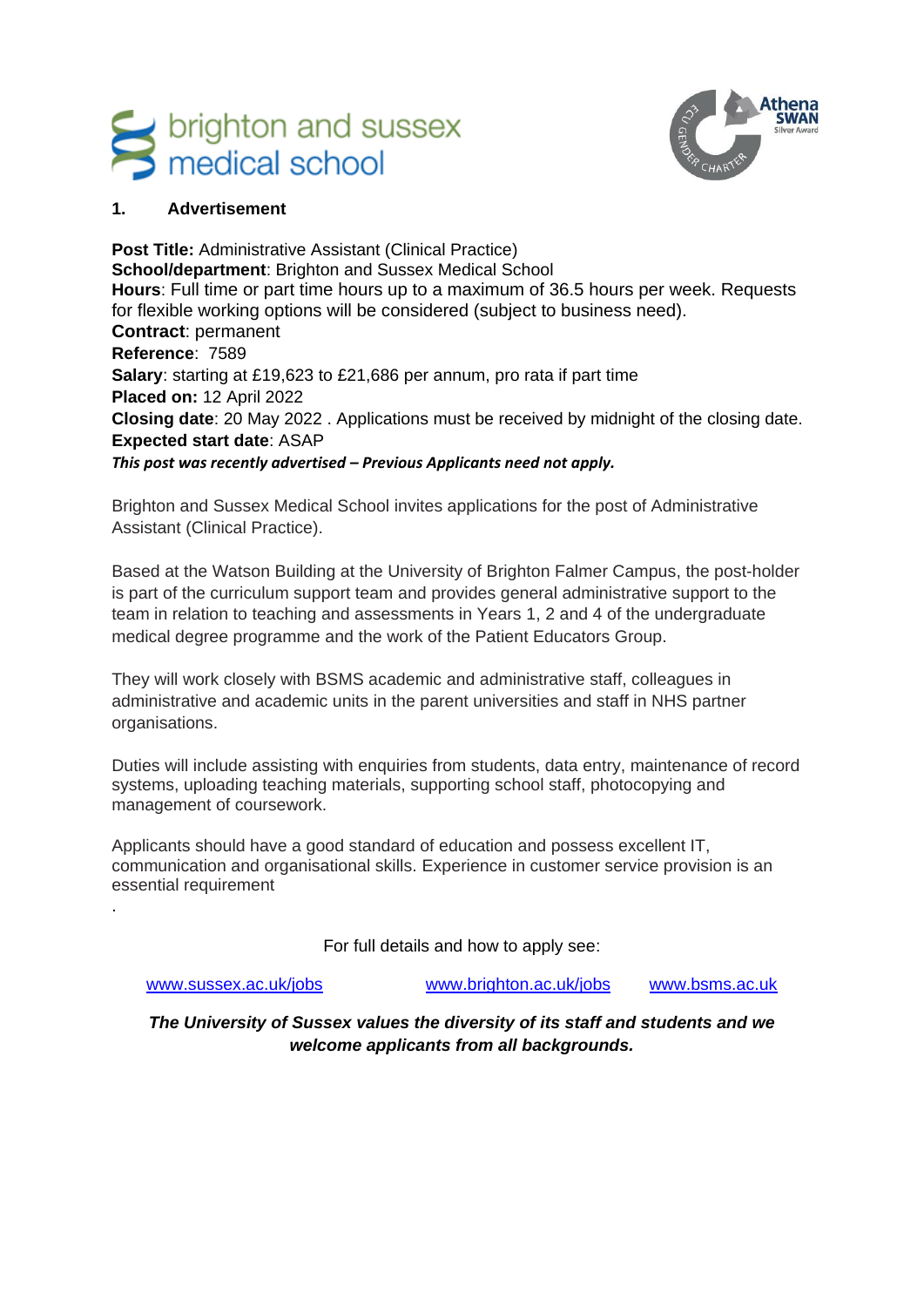brighton and sussex medical school

Athena SWAN Silver Award

## 1. Advertisement

**Post Title:** Administrative Assistant (Clinical Practice)
**School/department**: Brighton and Sussex Medical School
**Hours**: Full time or part time hours up to a maximum of 36.5 hours per week. Requests for flexible working options will be considered (subject to business need).
**Contract**: permanent
**Reference**: 7589
**Salary**: starting at £19,623 to £21,686 per annum, pro rata if part time
**Placed on:** 12 April 2022
**Closing date**: 20 May 2022 . Applications must be received by midnight of the closing date.
**Expected start date**: ASAP
***This post was recently advertised – Previous Applicants need not apply.***

Brighton and Sussex Medical School invites applications for the post of Administrative Assistant (Clinical Practice).

Based at the Watson Building at the University of Brighton Falmer Campus, the post-holder is part of the curriculum support team and provides general administrative support to the team in relation to teaching and assessments in Years 1, 2 and 4 of the undergraduate medical degree programme and the work of the Patient Educators Group.

They will work closely with BSMS academic and administrative staff, colleagues in administrative and academic units in the parent universities and staff in NHS partner organisations.

Duties will include assisting with enquiries from students, data entry, maintenance of record systems, uploading teaching materials, supporting school staff, photocopying and management of coursework.

Applicants should have a good standard of education and possess excellent IT, communication and organisational skills. Experience in customer service provision is an essential requirement

.

For full details and how to apply see:

www.sussex.ac.uk/jobs www.brighton.ac.uk/jobs www.bsms.ac.uk

***The University of Sussex values the diversity of its staff and students and we welcome applicants from all backgrounds.***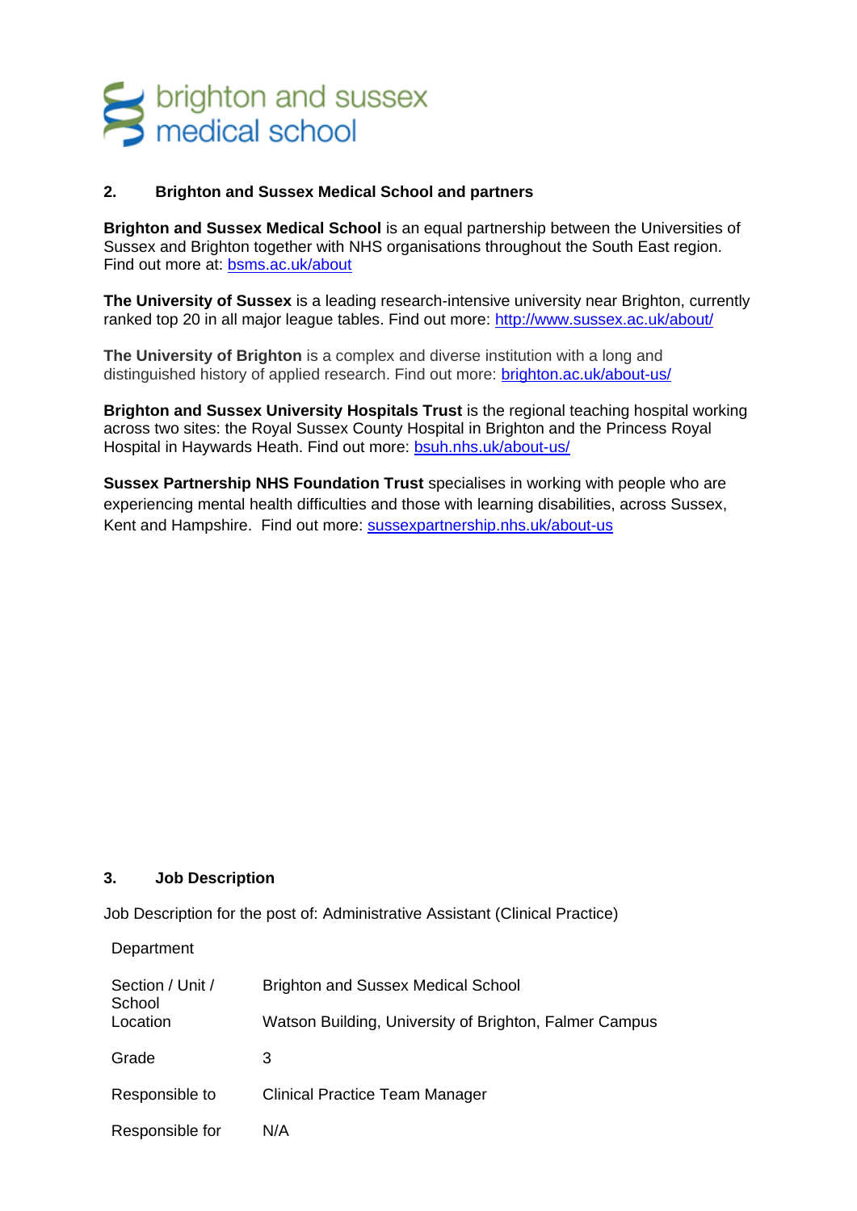brighton and sussex medical school

## 2. Brighton and Sussex Medical School and partners

**Brighton and Sussex Medical School** is an equal partnership between the Universities of Sussex and Brighton together with NHS organisations throughout the South East region. Find out more at: [bsms.ac.uk/about](bsms.ac.uk/about)

**The University of Sussex** is a leading research-intensive university near Brighton, currently ranked top 20 in all major league tables. Find out more: [http://www.sussex.ac.uk/about/](http://www.sussex.ac.uk/about/)

**The University of Brighton** is a complex and diverse institution with a long and distinguished history of applied research. Find out more: [brighton.ac.uk/about-us/](brighton.ac.uk/about-us/)

**Brighton and Sussex University Hospitals Trust** is the regional teaching hospital working across two sites: the Royal Sussex County Hospital in Brighton and the Princess Royal Hospital in Haywards Heath. Find out more: [bsuh.nhs.uk/about-us/](bsuh.nhs.uk/about-us/)

**Sussex Partnership NHS Foundation Trust** specialises in working with people who are experiencing mental health difficulties and those with learning disabilities, across Sussex, Kent and Hampshire. Find out more: [sussexpartnership.nhs.uk/about-us](sussexpartnership.nhs.uk/about-us)

## 3. Job Description

Job Description for the post of: Administrative Assistant (Clinical Practice)

| Department | |
|---|---|
| Section / Unit / School | Brighton and Sussex Medical School |
| Location | Watson Building, University of Brighton, Falmer Campus |
| Grade | 3 |
| Responsible to | Clinical Practice Team Manager |
| Responsible for | N/A |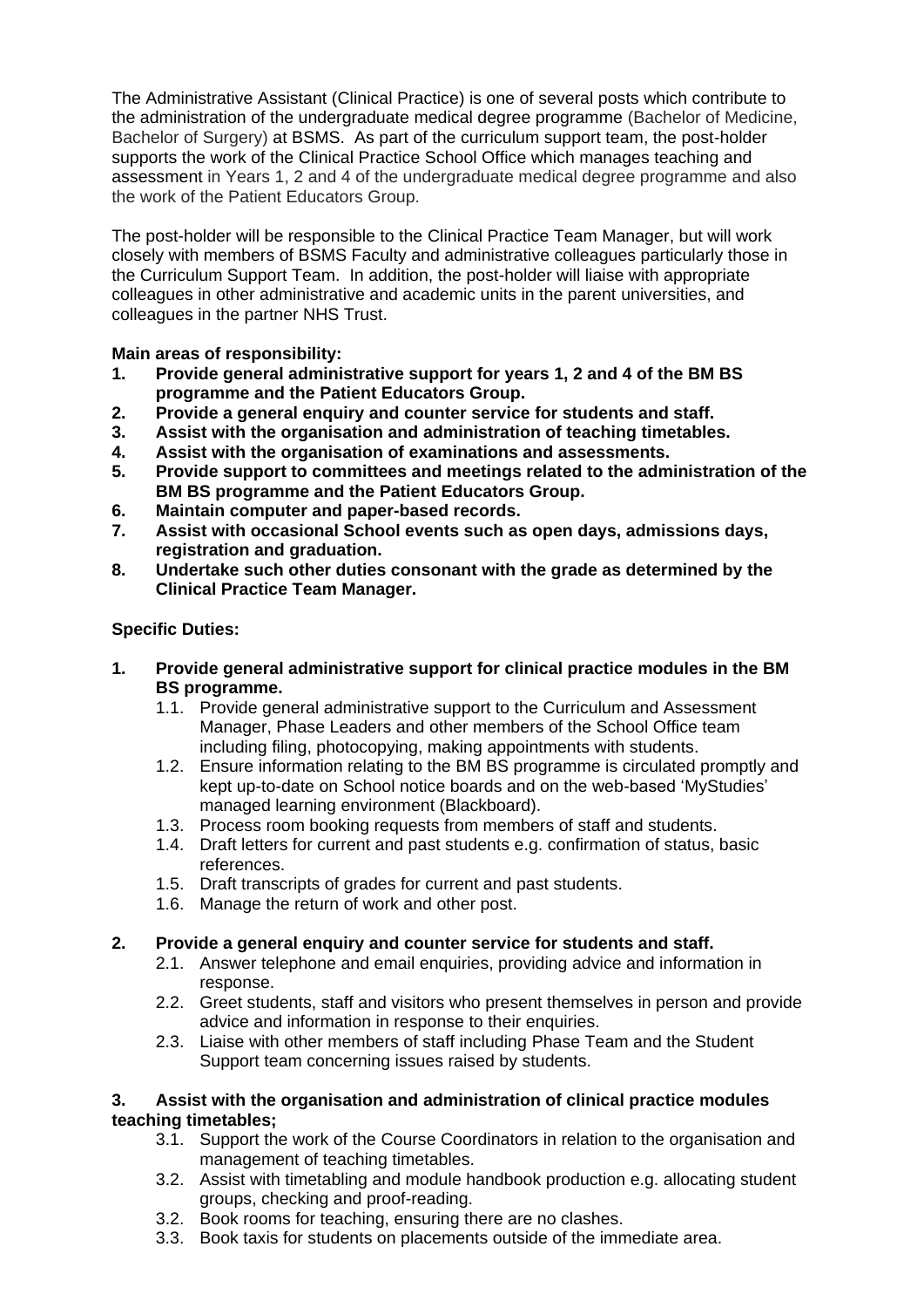The Administrative Assistant (Clinical Practice) is one of several posts which contribute to the administration of the undergraduate medical degree programme (Bachelor of Medicine, Bachelor of Surgery) at BSMS. As part of the curriculum support team, the post-holder supports the work of the Clinical Practice School Office which manages teaching and assessment in Years 1, 2 and 4 of the undergraduate medical degree programme and also the work of the Patient Educators Group.

The post-holder will be responsible to the Clinical Practice Team Manager, but will work closely with members of BSMS Faculty and administrative colleagues particularly those in the Curriculum Support Team. In addition, the post-holder will liaise with appropriate colleagues in other administrative and academic units in the parent universities, and colleagues in the partner NHS Trust.

**Main areas of responsibility:**

1. **Provide general administrative support for years 1, 2 and 4 of the BM BS programme and the Patient Educators Group.**
2. **Provide a general enquiry and counter service for students and staff.**
3. **Assist with the organisation and administration of teaching timetables.**
4. **Assist with the organisation of examinations and assessments.**
5. **Provide support to committees and meetings related to the administration of the BM BS programme and the Patient Educators Group.**
6. **Maintain computer and paper-based records.**
7. **Assist with occasional School events such as open days, admissions days, registration and graduation.**
8. **Undertake such other duties consonant with the grade as determined by the Clinical Practice Team Manager.**

**Specific Duties:**

**1. Provide general administrative support for clinical practice modules in the BM BS programme.**

- 1.1. Provide general administrative support to the Curriculum and Assessment Manager, Phase Leaders and other members of the School Office team including filing, photocopying, making appointments with students.
- 1.2. Ensure information relating to the BM BS programme is circulated promptly and kept up-to-date on School notice boards and on the web-based 'MyStudies' managed learning environment (Blackboard).
- 1.3. Process room booking requests from members of staff and students.
- 1.4. Draft letters for current and past students e.g. confirmation of status, basic references.
- 1.5. Draft transcripts of grades for current and past students.
- 1.6. Manage the return of work and other post.

**2. Provide a general enquiry and counter service for students and staff.**

- 2.1. Answer telephone and email enquiries, providing advice and information in response.
- 2.2. Greet students, staff and visitors who present themselves in person and provide advice and information in response to their enquiries.
- 2.3. Liaise with other members of staff including Phase Team and the Student Support team concerning issues raised by students.

**3. Assist with the organisation and administration of clinical practice modules teaching timetables;**

- 3.1. Support the work of the Course Coordinators in relation to the organisation and management of teaching timetables.
- 3.2. Assist with timetabling and module handbook production e.g. allocating student groups, checking and proof-reading.
- 3.2. Book rooms for teaching, ensuring there are no clashes.
- 3.3. Book taxis for students on placements outside of the immediate area.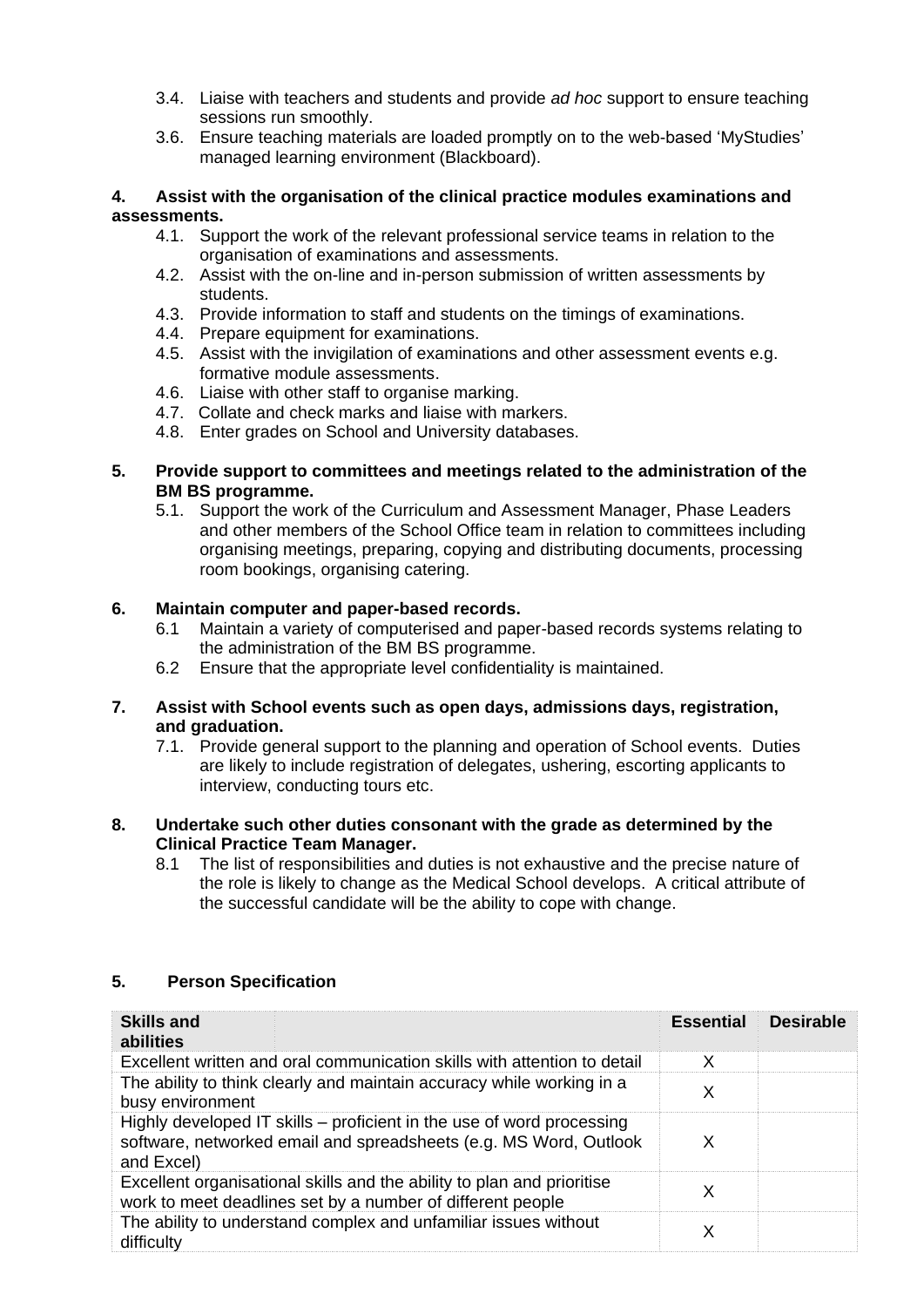3.4. Liaise with teachers and students and provide *ad hoc* support to ensure teaching sessions run smoothly.
3.6. Ensure teaching materials are loaded promptly on to the web-based 'MyStudies' managed learning environment (Blackboard).

**4. Assist with the organisation of the clinical practice modules examinations and assessments.**

4.1. Support the work of the relevant professional service teams in relation to the organisation of examinations and assessments.
4.2. Assist with the on-line and in-person submission of written assessments by students.
4.3. Provide information to staff and students on the timings of examinations.
4.4. Prepare equipment for examinations.
4.5. Assist with the invigilation of examinations and other assessment events e.g. formative module assessments.
4.6. Liaise with other staff to organise marking.
4.7. Collate and check marks and liaise with markers.
4.8. Enter grades on School and University databases.

**5. Provide support to committees and meetings related to the administration of the BM BS programme.**

5.1. Support the work of the Curriculum and Assessment Manager, Phase Leaders and other members of the School Office team in relation to committees including organising meetings, preparing, copying and distributing documents, processing room bookings, organising catering.

**6. Maintain computer and paper-based records.**

6.1 Maintain a variety of computerised and paper-based records systems relating to the administration of the BM BS programme.
6.2 Ensure that the appropriate level confidentiality is maintained.

**7. Assist with School events such as open days, admissions days, registration, and graduation.**

7.1. Provide general support to the planning and operation of School events. Duties are likely to include registration of delegates, ushering, escorting applicants to interview, conducting tours etc.

**8. Undertake such other duties consonant with the grade as determined by the Clinical Practice Team Manager.**

8.1 The list of responsibilities and duties is not exhaustive and the precise nature of the role is likely to change as the Medical School develops. A critical attribute of the successful candidate will be the ability to cope with change.

## 5. Person Specification

| Skills and abilities | Essential | Desirable |
|---|---|---|
| Excellent written and oral communication skills with attention to detail | X | |
| The ability to think clearly and maintain accuracy while working in a busy environment | X | |
| Highly developed IT skills – proficient in the use of word processing software, networked email and spreadsheets (e.g. MS Word, Outlook and Excel) | X | |
| Excellent organisational skills and the ability to plan and prioritise work to meet deadlines set by a number of different people | X | |
| The ability to understand complex and unfamiliar issues without difficulty | X | |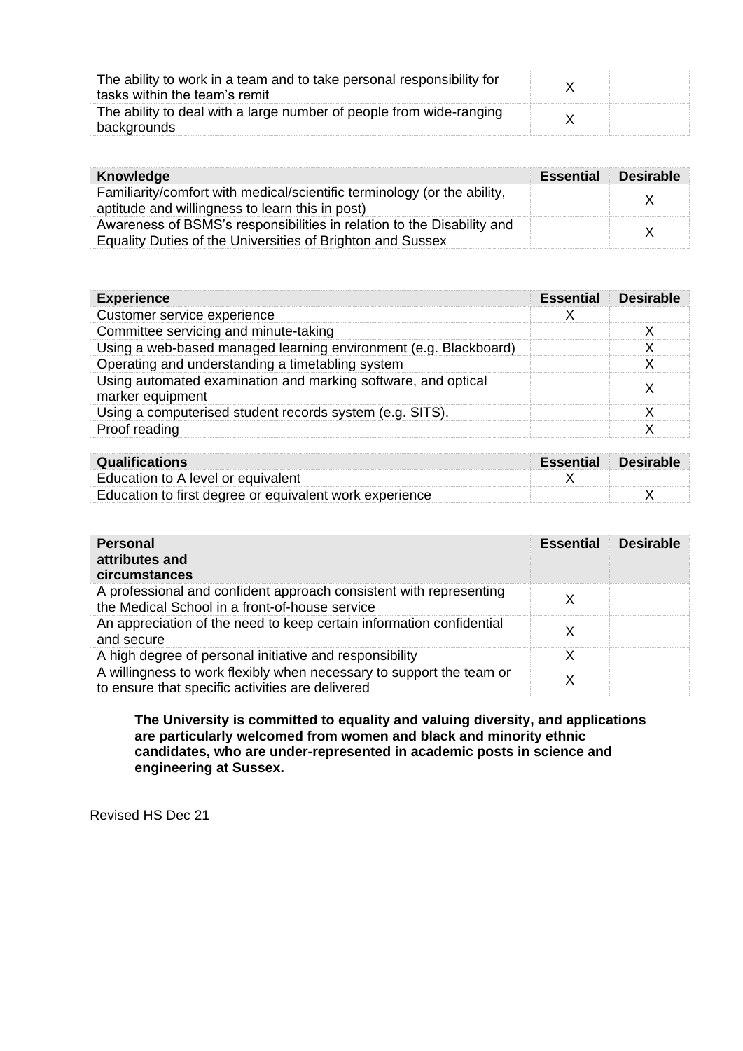| | | |
|---|---|---|
| The ability to work in a team and to take personal responsibility for tasks within the team's remit | X | |
| The ability to deal with a large number of people from wide-ranging backgrounds | X | |

| **Knowledge** | **Essential** | **Desirable** |
|---|---|---|
| Familiarity/comfort with medical/scientific terminology (or the ability, aptitude and willingness to learn this in post) | | X |
| Awareness of BSMS's responsibilities in relation to the Disability and Equality Duties of the Universities of Brighton and Sussex | | X |

| **Experience** | **Essential** | **Desirable** |
|---|---|---|
| Customer service experience | X | |
| Committee servicing and minute-taking | | X |
| Using a web-based managed learning environment (e.g. Blackboard) | | X |
| Operating and understanding a timetabling system | | X |
| Using automated examination and marking software, and optical marker equipment | | X |
| Using a computerised student records system (e.g. SITS). | | X |
| Proof reading | | X |

| **Qualifications** | **Essential** | **Desirable** |
|---|---|---|
| Education to A level or equivalent | X | |
| Education to first degree or equivalent work experience | | X |

| **Personal attributes and circumstances** | **Essential** | **Desirable** |
|---|---|---|
| A professional and confident approach consistent with representing the Medical School in a front-of-house service | X | |
| An appreciation of the need to keep certain information confidential and secure | X | |
| A high degree of personal initiative and responsibility | X | |
| A willingness to work flexibly when necessary to support the team or to ensure that specific activities are delivered | X | |

**The University is committed to equality and valuing diversity, and applications are particularly welcomed from women and black and minority ethnic candidates, who are under-represented in academic posts in science and engineering at Sussex.**

Revised HS Dec 21